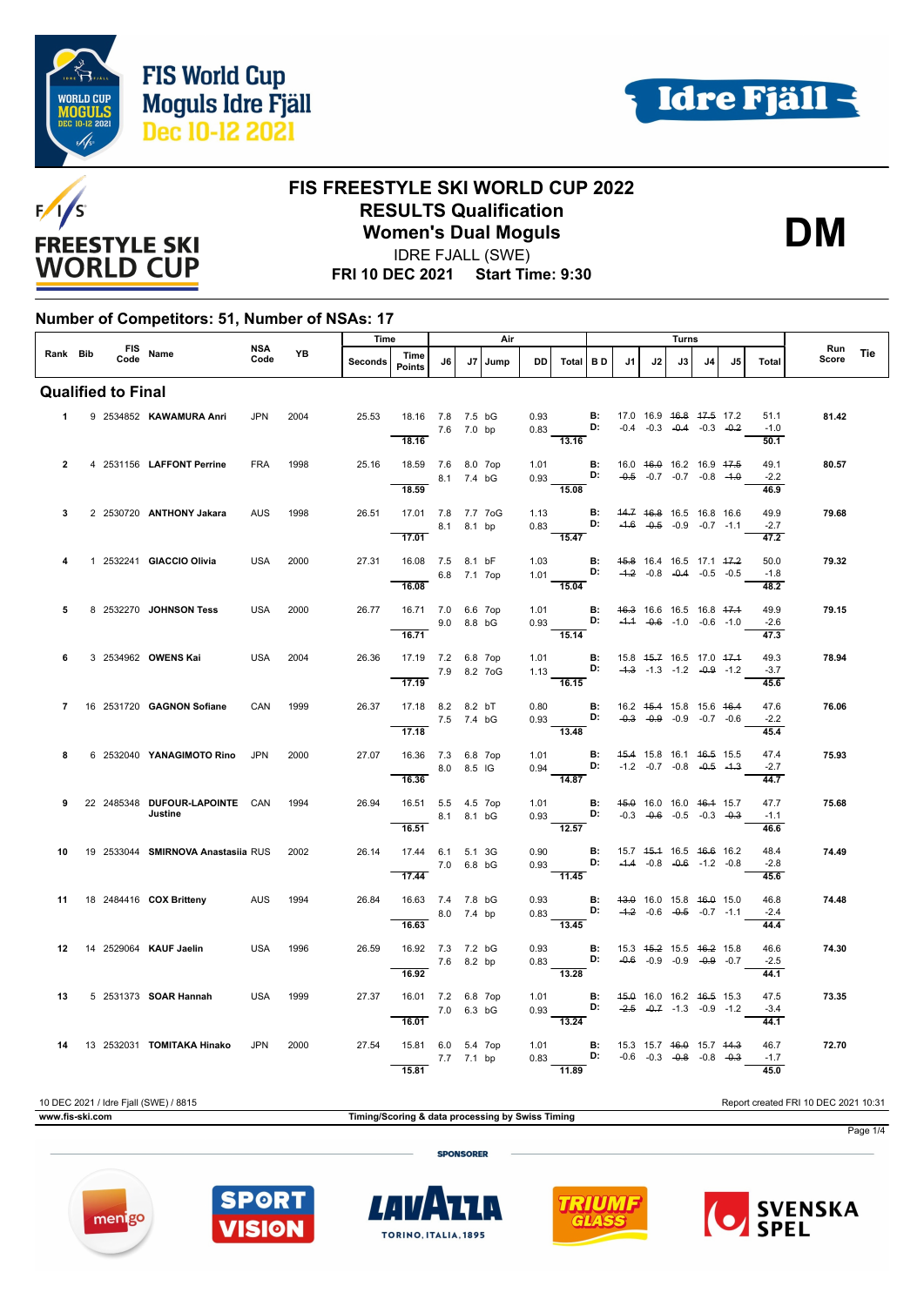# FIS FREESTYLE SKI WORLD CUP 2022

## RESULTS Qualification

## Women's Dual Moguls

**DM**

IDRE FJALL (SWE)

**FRI 10 DEC 2021 Start Time: 9:30**

FIS World Cup Moguls Idre Fjäll Dec 10-12 2021

### Number of Competitors: 51, Number of NSAs: 17

| Rank | Bib | FIS Code | Name | NSA Code | YB | Seconds | Time Points | J6 | J7 | Jump | DD | Total | BD | J1 | J2 | J3 | J4 | J5 | Total | Run Score | Tie |
|---|---|---|---|---|---|---|---|---|---|---|---|---|---|---|---|---|---|---|---|---|---|
| **Qualified to Final** | | | | | | | | | | | | | | | | | | | | | |
| 1 | 9 | 2534852 | **KAWAMURA Anri** | JPN | 2004 | 25.53 | 18.16 | 7.8 | 7.5 | bG | 0.93 | | B: | 17.0 | 16.9 | ~~16.8~~ | ~~17.5~~ | 17.2 | 51.1 | **81.42** | |
| | | | | | | | | 7.6 | 7.0 | bp | 0.83 | | D: | -0.4 | -0.3 | ~~-0.4~~ | -0.3 | ~~-0.2~~ | -1.0 | | |
| | | | | | | | 18.16 | | | | | 13.16 | | | | | | | 50.1 | | |
| 2 | 4 | 2531156 | **LAFFONT Perrine** | FRA | 1998 | 25.16 | 18.59 | 7.6 | 8.0 | 7op | 1.01 | | B: | 16.0 | ~~16.0~~ | 16.2 | 16.9 | ~~17.5~~ | 49.1 | **80.57** | |
| | | | | | | | | 8.1 | 7.4 | bG | 0.93 | | D: | ~~-0.5~~ | -0.7 | -0.7 | -0.8 | ~~-1.0~~ | -2.2 | | |
| | | | | | | | 18.59 | | | | | 15.08 | | | | | | | 46.9 | | |
| 3 | 2 | 2530720 | **ANTHONY Jakara** | AUS | 1998 | 26.51 | 17.01 | 7.8 | 7.7 | 7oG | 1.13 | | B: | ~~14.7~~ | ~~16.8~~ | 16.5 | 16.8 | 16.6 | 49.9 | **79.68** | |
| | | | | | | | | 8.1 | 8.1 | bp | 0.83 | | D: | ~~-1.6~~ | ~~-0.5~~ | -0.9 | -0.7 | -1.1 | -2.7 | | |
| | | | | | | | 17.01 | | | | | 15.47 | | | | | | | 47.2 | | |
| 4 | 1 | 2532241 | **GIACCIO Olivia** | USA | 2000 | 27.31 | 16.08 | 7.5 | 8.1 | bF | 1.03 | | B: | ~~15.8~~ | 16.4 | 16.5 | 17.1 | ~~17.2~~ | 50.0 | **79.32** | |
| | | | | | | | | 6.8 | 7.1 | 7op | 1.01 | | D: | ~~-1.2~~ | -0.8 | ~~-0.4~~ | -0.5 | -0.5 | -1.8 | | |
| | | | | | | | 16.08 | | | | | 15.04 | | | | | | | 48.2 | | |
| 5 | 8 | 2532270 | **JOHNSON Tess** | USA | 2000 | 26.77 | 16.71 | 7.0 | 6.6 | 7op | 1.01 | | B: | ~~16.3~~ | 16.6 | 16.5 | 16.8 | ~~17.1~~ | 49.9 | **79.15** | |
| | | | | | | | | 9.0 | 8.8 | bG | 0.93 | | D: | ~~-1.1~~ | ~~-0.6~~ | -1.0 | -0.6 | -1.0 | -2.6 | | |
| | | | | | | | 16.71 | | | | | 15.14 | | | | | | | 47.3 | | |
| 6 | 3 | 2534962 | **OWENS Kai** | USA | 2004 | 26.36 | 17.19 | 7.2 | 6.8 | 7op | 1.01 | | B: | 15.8 | ~~15.7~~ | 16.5 | 17.0 | ~~17.1~~ | 49.3 | **78.94** | |
| | | | | | | | | 7.9 | 8.2 | 7oG | 1.13 | | D: | ~~-1.3~~ | -1.3 | -1.2 | ~~-0.9~~ | -1.2 | -3.7 | | |
| | | | | | | | 17.19 | | | | | 16.15 | | | | | | | 45.6 | | |
| 7 | 16 | 2531720 | **GAGNON Sofiane** | CAN | 1999 | 26.37 | 17.18 | 8.2 | 8.2 | bT | 0.80 | | B: | 16.2 | ~~15.4~~ | 15.8 | 15.6 | ~~16.4~~ | 47.6 | **76.06** | |
| | | | | | | | | 7.5 | 7.4 | bG | 0.93 | | D: | ~~-0.3~~ | ~~-0.9~~ | -0.9 | -0.7 | -0.6 | -2.2 | | |
| | | | | | | | 17.18 | | | | | 13.48 | | | | | | | 45.4 | | |
| 8 | 6 | 2532040 | **YANAGIMOTO Rino** | JPN | 2000 | 27.07 | 16.36 | 7.3 | 6.8 | 7op | 1.01 | | B: | ~~15.4~~ | 15.8 | 16.1 | ~~16.5~~ | 15.5 | 47.4 | **75.93** | |
| | | | | | | | | 8.0 | 8.5 | lG | 0.94 | | D: | -1.2 | -0.7 | -0.8 | ~~-0.5~~ | ~~-1.3~~ | -2.7 | | |
| | | | | | | | 16.36 | | | | | 14.87 | | | | | | | 44.7 | | |
| 9 | 22 | 2485348 | **DUFOUR-LAPOINTE Justine** | CAN | 1994 | 26.94 | 16.51 | 5.5 | 4.5 | 7op | 1.01 | | B: | ~~15.0~~ | 16.0 | 16.0 | ~~16.1~~ | 15.7 | 47.7 | **75.68** | |
| | | | | | | | | 8.1 | 8.1 | bG | 0.93 | | D: | -0.3 | ~~-0.6~~ | -0.5 | -0.3 | ~~-0.3~~ | -1.1 | | |
| | | | | | | | 16.51 | | | | | 12.57 | | | | | | | 46.6 | | |
| 10 | 19 | 2533044 | **SMIRNOVA Anastasiia** | RUS | 2002 | 26.14 | 17.44 | 6.1 | 5.1 | 3G | 0.90 | | B: | 15.7 | ~~15.1~~ | 16.5 | ~~16.6~~ | 16.2 | 48.4 | **74.49** | |
| | | | | | | | | 7.0 | 6.8 | bG | 0.93 | | D: | ~~-1.4~~ | -0.8 | ~~-0.6~~ | -1.2 | -0.8 | -2.8 | | |
| | | | | | | | 17.44 | | | | | 11.45 | | | | | | | 45.6 | | |
| 11 | 18 | 2484416 | **COX Britteny** | AUS | 1994 | 26.84 | 16.63 | 7.4 | 7.8 | bG | 0.93 | | B: | ~~13.0~~ | 16.0 | 15.8 | ~~16.0~~ | 15.0 | 46.8 | **74.48** | |
| | | | | | | | | 8.0 | 7.4 | bp | 0.83 | | D: | ~~-1.2~~ | -0.6 | ~~-0.5~~ | -0.7 | -1.1 | -2.4 | | |
| | | | | | | | 16.63 | | | | | 13.45 | | | | | | | 44.4 | | |
| 12 | 14 | 2529064 | **KAUF Jaelin** | USA | 1996 | 26.59 | 16.92 | 7.3 | 7.2 | bG | 0.93 | | B: | 15.3 | ~~15.2~~ | 15.5 | ~~16.2~~ | 15.8 | 46.6 | **74.30** | |
| | | | | | | | | 7.6 | 8.2 | bp | 0.83 | | D: | ~~-0.6~~ | -0.9 | -0.9 | ~~-0.9~~ | -0.7 | -2.5 | | |
| | | | | | | | 16.92 | | | | | 13.28 | | | | | | | 44.1 | | |
| 13 | 5 | 2531373 | **SOAR Hannah** | USA | 1999 | 27.37 | 16.01 | 7.2 | 6.8 | 7op | 1.01 | | B: | ~~15.0~~ | 16.0 | 16.2 | ~~16.5~~ | 15.3 | 47.5 | **73.35** | |
| | | | | | | | | 7.0 | 6.3 | bG | 0.93 | | D: | ~~-2.5~~ | ~~-0.7~~ | -1.3 | -0.9 | -1.2 | -3.4 | | |
| | | | | | | | 16.01 | | | | | 13.24 | | | | | | | 44.1 | | |
| 14 | 13 | 2532031 | **TOMITAKA Hinako** | JPN | 2000 | 27.54 | 15.81 | 6.0 | 5.4 | 7op | 1.01 | | B: | 15.3 | 15.7 | ~~16.0~~ | 15.7 | ~~14.3~~ | 46.7 | **72.70** | |
| | | | | | | | | 7.7 | 7.1 | bp | 0.83 | | D: | -0.6 | -0.3 | ~~-0.8~~ | -0.8 | ~~-0.3~~ | -1.7 | | |
| | | | | | | | 15.81 | | | | | 11.89 | | | | | | | 45.0 | | |

10 DEC 2021 / Idre Fjall (SWE) / 8815

Report created FRI 10 DEC 2021 10:31

www.fis-ski.com

Timing/Scoring & data processing by Swiss Timing

SPONSOREN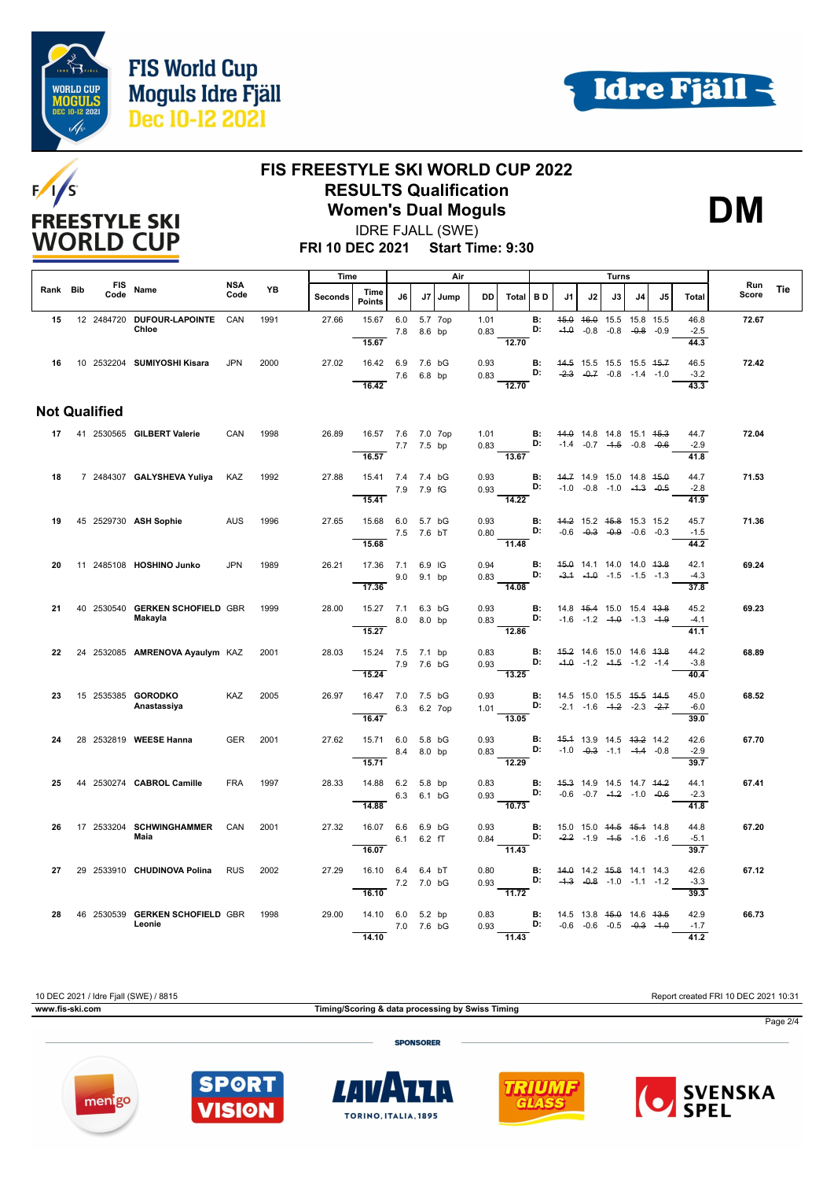# FIS FREESTYLE SKI WORLD CUP 2022

## RESULTS Qualification

## Women's Dual Moguls

**DM**

IDRE FJALL (SWE)

**FRI 10 DEC 2021 Start Time: 9:30**

| Rank | Bib | FIS Code | Name | NSA Code | YB | Time Seconds | Time Points | Air J6 | Air J7 | Jump | DD | Air Total | B D | J1 | J2 | J3 | J4 | J5 | Turns Total | Run Score | Tie |
|---|---|---|---|---|---|---|---|---|---|---|---|---|---|---|---|---|---|---|---|---|---|
| 15 | 12 | 2484720 | DUFOUR-LAPOINTE Chloe | CAN | 1991 | 27.66 | 15.67 | 6.0 / 7.8 | 5.7 / 8.6 | 7op / bp | 1.01 / 0.83 | 12.70 | B: / D: | ~~15.0~~ / ~~-1.0~~ | ~~16.0~~ / -0.8 | 15.5 / -0.8 | 15.8 / ~~-0.8~~ | 15.5 / -0.9 | 46.8 / -2.5 / 44.3 | 72.67 | |
| 16 | 10 | 2532204 | SUMIYOSHI Kisara | JPN | 2000 | 27.02 | 16.42 | 6.9 / 7.6 | 7.6 / 6.8 | bG / bp | 0.93 / 0.83 | 12.70 | B: / D: | ~~14.5~~ / ~~-2.3~~ | 15.5 / ~~-0.7~~ | 15.5 / -0.8 | 15.5 / -1.4 | ~~15.7~~ / -1.0 | 46.5 / -3.2 / 43.3 | 72.42 | |

## Not Qualified

| Rank | Bib | FIS Code | Name | NSA Code | YB | Time Seconds | Time Points | Air J6 | Air J7 | Jump | DD | Air Total | B D | J1 | J2 | J3 | J4 | J5 | Turns Total | Run Score | Tie |
|---|---|---|---|---|---|---|---|---|---|---|---|---|---|---|---|---|---|---|---|---|---|
| 17 | 41 | 2530565 | GILBERT Valerie | CAN | 1998 | 26.89 | 16.57 | 7.6 / 7.7 | 7.0 / 7.5 | 7op / bp | 1.01 / 0.83 | 13.67 | B: / D: | ~~14.0~~ / -1.4 | 14.8 / -0.7 | 14.8 / ~~-1.5~~ | 15.1 / -0.8 | ~~15.3~~ / ~~-0.6~~ | 44.7 / -2.9 / 41.8 | 72.04 | |
| 18 | 7 | 2484307 | GALYSHEVA Yuliya | KAZ | 1992 | 27.88 | 15.41 | 7.4 / 7.9 | 7.4 / 7.9 | bG / fG | 0.93 / 0.93 | 14.22 | B: / D: | ~~14.7~~ / -1.0 | 14.9 / -0.8 | 15.0 / -1.0 | 14.8 / ~~-1.3~~ | ~~15.0~~ / ~~-0.5~~ | 44.7 / -2.8 / 41.9 | 71.53 | |
| 19 | 45 | 2529730 | ASH Sophie | AUS | 1996 | 27.65 | 15.68 | 6.0 / 7.5 | 5.7 / 7.6 | bG / bT | 0.93 / 0.80 | 11.48 | B: / D: | ~~14.2~~ / -0.6 | 15.2 / ~~-0.3~~ | ~~15.8~~ / ~~-0.9~~ | 15.3 / -0.6 | 15.2 / -0.3 | 45.7 / -1.5 / 44.2 | 71.36 | |
| 20 | 11 | 2485108 | HOSHINO Junko | JPN | 1989 | 26.21 | 17.36 | 7.1 / 9.0 | 6.9 / 9.1 | IG / bp | 0.94 / 0.83 | 14.08 | B: / D: | ~~15.0~~ / ~~-3.1~~ | 14.1 / ~~-1.0~~ | 14.0 / -1.5 | 14.0 / -1.5 | ~~13.8~~ / -1.3 | 42.1 / -4.3 / 37.8 | 69.24 | |
| 21 | 40 | 2530540 | GERKEN SCHOFIELD Makayla | GBR | 1999 | 28.00 | 15.27 | 7.1 / 8.0 | 6.3 / 8.0 | bG / bp | 0.93 / 0.83 | 12.86 | B: / D: | 14.8 / -1.6 | ~~15.4~~ / -1.2 | 15.0 / ~~-1.0~~ | 15.4 / -1.3 | ~~13.8~~ / ~~-1.9~~ | 45.2 / -4.1 / 41.1 | 69.23 | |
| 22 | 24 | 2532085 | AMRENOVA Ayaulym | KAZ | 2001 | 28.03 | 15.24 | 7.5 / 7.9 | 7.1 / 7.6 | bp / bG | 0.83 / 0.93 | 13.25 | B: / D: | ~~15.2~~ / ~~-1.0~~ | 14.6 / -1.2 | 15.0 / ~~-1.5~~ | 14.6 / -1.2 | ~~13.8~~ / -1.4 | 44.2 / -3.8 / 40.4 | 68.89 | |
| 23 | 15 | 2535385 | GORODKO Anastassiya | KAZ | 2005 | 26.97 | 16.47 | 7.0 / 6.3 | 7.5 / 6.2 | bG / 7op | 0.93 / 1.01 | 13.05 | B: / D: | 14.5 / -2.1 | 15.0 / -1.6 | 15.5 / ~~-1.2~~ | ~~15.5~~ / -2.3 | ~~14.5~~ / ~~-2.7~~ | 45.0 / -6.0 / 39.0 | 68.52 | |
| 24 | 28 | 2532819 | WEESE Hanna | GER | 2001 | 27.62 | 15.71 | 6.0 / 8.4 | 5.8 / 8.0 | bG / bp | 0.93 / 0.83 | 12.29 | B: / D: | ~~15.1~~ / -1.0 | 13.9 / ~~-0.3~~ | 14.5 / -1.1 | ~~13.2~~ / ~~-1.4~~ | 14.2 / -0.8 | 42.6 / -2.9 / 39.7 | 67.70 | |
| 25 | 44 | 2530274 | CABROL Camille | FRA | 1997 | 28.33 | 14.88 | 6.2 / 6.3 | 5.8 / 6.1 | bp / bG | 0.83 / 0.93 | 10.73 | B: / D: | ~~15.3~~ / -0.6 | 14.9 / -0.7 | 14.5 / ~~-1.2~~ | 14.7 / -1.0 | ~~14.2~~ / ~~-0.6~~ | 44.1 / -2.3 / 41.8 | 67.41 | |
| 26 | 17 | 2533204 | SCHWINGHAMMER Maia | CAN | 2001 | 27.32 | 16.07 | 6.6 / 6.1 | 6.9 / 6.2 | bG / fT | 0.93 / 0.84 | 11.43 | B: / D: | 15.0 / ~~-2.2~~ | 15.0 / -1.9 | ~~14.5~~ / ~~-1.5~~ | ~~15.1~~ / -1.6 | 14.8 / -1.6 | 44.8 / -5.1 / 39.7 | 67.20 | |
| 27 | 29 | 2533910 | CHUDINOVA Polina | RUS | 2002 | 27.29 | 16.10 | 6.4 / 7.2 | 6.4 / 7.0 | bT / bG | 0.80 / 0.93 | 11.72 | B: / D: | ~~14.0~~ / ~~-1.3~~ | 14.2 / ~~-0.8~~ | ~~15.8~~ / -1.0 | 14.1 / -1.1 | 14.3 / -1.2 | 42.6 / -3.3 / 39.3 | 67.12 | |
| 28 | 46 | 2530539 | GERKEN SCHOFIELD Leonie | GBR | 1998 | 29.00 | 14.10 | 6.0 / 7.0 | 5.2 / 7.6 | bp / bG | 0.83 / 0.93 | 11.43 | B: / D: | 14.5 / -0.6 | 13.8 / -0.6 | ~~15.0~~ / -0.5 | 14.6 / ~~-0.3~~ | ~~13.5~~ / ~~-1.0~~ | 42.9 / -1.7 / 41.2 | 66.73 | |

10 DEC 2021 / Idre Fjall (SWE) / 8815 — Report created FRI 10 DEC 2021 10:31

www.fis-ski.com — Timing/Scoring & data processing by Swiss Timing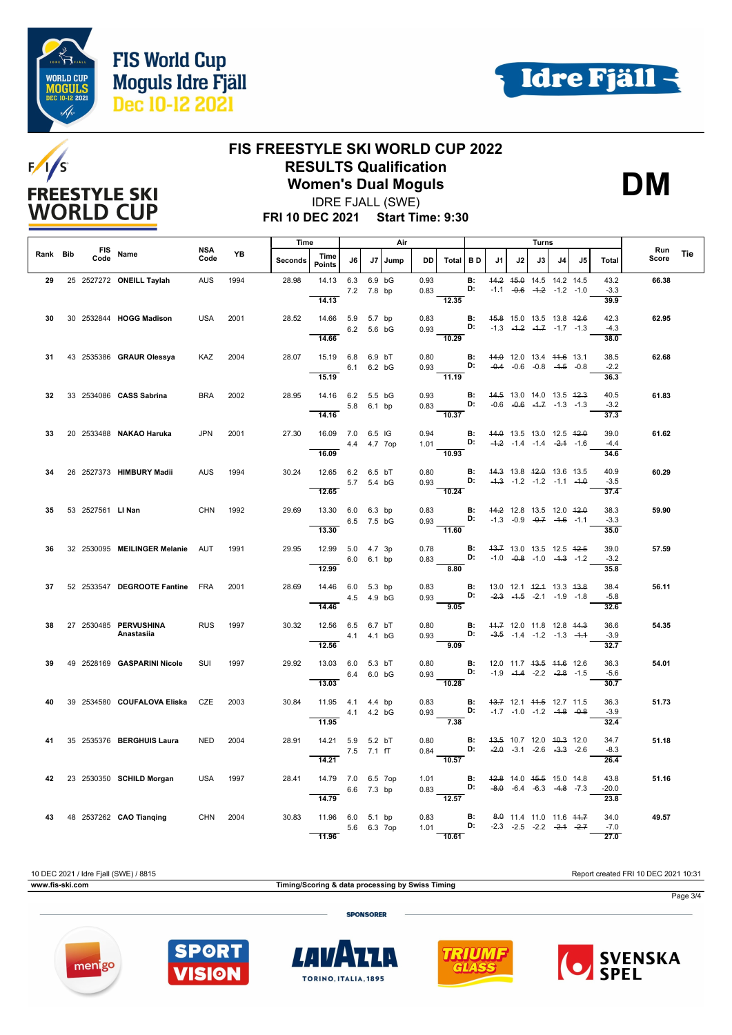# FIS FREESTYLE SKI WORLD CUP 2022

## RESULTS Qualification

## Women's Dual Moguls

**DM**

IDRE FJALL (SWE)

**FRI 10 DEC 2021 Start Time: 9:30**

| Rank | Bib | FIS Code | Name | NSA Code | YB | Time Seconds | Time Points | J6 | J7 | Jump | DD | Air Total | BD | J1 | J2 | J3 | J4 | J5 | Turns Total | Run Score | Tie |
|---|---|---|---|---|---|---|---|---|---|---|---|---|---|---|---|---|---|---|---|---|---|
| 29 | 25 | 2527272 | **ONEILL Taylah** | AUS | 1994 | 28.98 | 14.13 | 6.3 | 6.9 | bG | 0.93 | | B: | ~~14.2~~ | ~~15.0~~ | 14.5 | 14.2 | 14.5 | 43.2 | **66.38** | |
| | | | | | | | | 7.2 | 7.8 | bp | 0.83 | | D: | -1.1 | ~~-0.6~~ | ~~-1.2~~ | -1.2 | -1.0 | -3.3 | | |
| | | | | | | | 14.13 | | | | | 12.35 | | | | | | | 39.9 | | |
| 30 | 30 | 2532844 | **HOGG Madison** | USA | 2001 | 28.52 | 14.66 | 5.9 | 5.7 | bp | 0.83 | | B: | ~~15.8~~ | 15.0 | 13.5 | 13.8 | ~~12.6~~ | 42.3 | **62.95** | |
| | | | | | | | | 6.2 | 5.6 | bG | 0.93 | | D: | -1.3 | ~~-1.2~~ | ~~-1.7~~ | -1.7 | -1.3 | -4.3 | | |
| | | | | | | | 14.66 | | | | | 10.29 | | | | | | | 38.0 | | |
| 31 | 43 | 2535386 | **GRAUR Olessya** | KAZ | 2004 | 28.07 | 15.19 | 6.8 | 6.9 | bT | 0.80 | | B: | ~~14.0~~ | 12.0 | 13.4 | ~~11.6~~ | 13.1 | 38.5 | **62.68** | |
| | | | | | | | | 6.1 | 6.2 | bG | 0.93 | | D: | ~~-0.4~~ | -0.6 | -0.8 | ~~-1.5~~ | -0.8 | -2.2 | | |
| | | | | | | | 15.19 | | | | | 11.19 | | | | | | | 36.3 | | |
| 32 | 33 | 2534086 | **CASS Sabrina** | BRA | 2002 | 28.95 | 14.16 | 6.2 | 5.5 | bG | 0.93 | | B: | ~~14.5~~ | 13.0 | 14.0 | 13.5 | ~~12.3~~ | 40.5 | **61.83** | |
| | | | | | | | | 5.8 | 6.1 | bp | 0.83 | | D: | -0.6 | ~~-0.6~~ | ~~-1.7~~ | -1.3 | -1.3 | -3.2 | | |
| | | | | | | | 14.16 | | | | | 10.37 | | | | | | | 37.3 | | |
| 33 | 20 | 2533488 | **NAKAO Haruka** | JPN | 2001 | 27.30 | 16.09 | 7.0 | 6.5 | lG | 0.94 | | B: | ~~14.0~~ | 13.5 | 13.0 | 12.5 | ~~12.0~~ | 39.0 | **61.62** | |
| | | | | | | | | 4.4 | 4.7 | 7op | 1.01 | | D: | ~~-1.2~~ | -1.4 | -1.4 | ~~-2.1~~ | -1.6 | -4.4 | | |
| | | | | | | | 16.09 | | | | | 10.93 | | | | | | | 34.6 | | |
| 34 | 26 | 2527373 | **HIMBURY Madii** | AUS | 1994 | 30.24 | 12.65 | 6.2 | 6.5 | bT | 0.80 | | B: | ~~14.3~~ | 13.8 | ~~12.0~~ | 13.6 | 13.5 | 40.9 | **60.29** | |
| | | | | | | | | 5.7 | 5.4 | bG | 0.93 | | D: | ~~-1.3~~ | -1.2 | -1.2 | -1.1 | ~~-1.0~~ | -3.5 | | |
| | | | | | | | 12.65 | | | | | 10.24 | | | | | | | 37.4 | | |
| 35 | 53 | 2527561 | **LI Nan** | CHN | 1992 | 29.69 | 13.30 | 6.0 | 6.3 | bp | 0.83 | | B: | ~~14.2~~ | 12.8 | 13.5 | 12.0 | ~~12.0~~ | 38.3 | **59.90** | |
| | | | | | | | | 6.5 | 7.5 | bG | 0.93 | | D: | -1.3 | -0.9 | ~~-0.7~~ | ~~-1.6~~ | -1.1 | -3.3 | | |
| | | | | | | | 13.30 | | | | | 11.60 | | | | | | | 35.0 | | |
| 36 | 32 | 2530095 | **MEILINGER Melanie** | AUT | 1991 | 29.95 | 12.99 | 5.0 | 4.7 | 3p | 0.78 | | B: | ~~13.7~~ | 13.0 | 13.5 | 12.5 | ~~12.5~~ | 39.0 | **57.59** | |
| | | | | | | | | 6.0 | 6.1 | bp | 0.83 | | D: | -1.0 | ~~-0.8~~ | -1.0 | ~~-1.3~~ | -1.2 | -3.2 | | |
| | | | | | | | 12.99 | | | | | 8.80 | | | | | | | 35.8 | | |
| 37 | 52 | 2533547 | **DEGROOTE Fantine** | FRA | 2001 | 28.69 | 14.46 | 6.0 | 5.3 | bp | 0.83 | | B: | 13.0 | 12.1 | ~~12.1~~ | 13.3 | ~~13.8~~ | 38.4 | **56.11** | |
| | | | | | | | | 4.5 | 4.9 | bG | 0.93 | | D: | ~~-2.3~~ | ~~-1.5~~ | -2.1 | -1.9 | -1.8 | -5.8 | | |
| | | | | | | | 14.46 | | | | | 9.05 | | | | | | | 32.6 | | |
| 38 | 27 | 2530485 | **PERVUSHINA Anastasiia** | RUS | 1997 | 30.32 | 12.56 | 6.5 | 6.7 | bT | 0.80 | | B: | ~~11.7~~ | 12.0 | 11.8 | 12.8 | ~~14.3~~ | 36.6 | **54.35** | |
| | | | | | | | | 4.1 | 4.1 | bG | 0.93 | | D: | ~~-3.5~~ | -1.4 | -1.2 | -1.3 | ~~-1.1~~ | -3.9 | | |
| | | | | | | | 12.56 | | | | | 9.09 | | | | | | | 32.7 | | |
| 39 | 49 | 2528169 | **GASPARINI Nicole** | SUI | 1997 | 29.92 | 13.03 | 6.0 | 5.3 | bT | 0.80 | | B: | 12.0 | 11.7 | ~~13.5~~ | ~~11.6~~ | 12.6 | 36.3 | **54.01** | |
| | | | | | | | | 6.4 | 6.0 | bG | 0.93 | | D: | -1.9 | ~~-1.4~~ | -2.2 | ~~-2.8~~ | -1.5 | -5.6 | | |
| | | | | | | | 13.03 | | | | | 10.28 | | | | | | | 30.7 | | |
| 40 | 39 | 2534580 | **COUFALOVA Eliska** | CZE | 2003 | 30.84 | 11.95 | 4.1 | 4.4 | bp | 0.83 | | B: | ~~13.7~~ | 12.1 | ~~11.5~~ | 12.7 | 11.5 | 36.3 | **51.73** | |
| | | | | | | | | 4.1 | 4.2 | bG | 0.93 | | D: | -1.7 | -1.0 | -1.2 | ~~-1.8~~ | ~~-0.8~~ | -3.9 | | |
| | | | | | | | 11.95 | | | | | 7.38 | | | | | | | 32.4 | | |
| 41 | 35 | 2535376 | **BERGHUIS Laura** | NED | 2004 | 28.91 | 14.21 | 5.9 | 5.2 | bT | 0.80 | | B: | ~~13.5~~ | 10.7 | 12.0 | ~~10.3~~ | 12.0 | 34.7 | **51.18** | |
| | | | | | | | | 7.5 | 7.1 | fT | 0.84 | | D: | ~~-2.0~~ | -3.1 | -2.6 | ~~-3.3~~ | -2.6 | -8.3 | | |
| | | | | | | | 14.21 | | | | | 10.57 | | | | | | | 26.4 | | |
| 42 | 23 | 2530350 | **SCHILD Morgan** | USA | 1997 | 28.41 | 14.79 | 7.0 | 6.5 | 7op | 1.01 | | B: | ~~12.8~~ | 14.0 | ~~15.5~~ | 15.0 | 14.8 | 43.8 | **51.16** | |
| | | | | | | | | 6.6 | 7.3 | bp | 0.83 | | D: | ~~-8.0~~ | -6.4 | -6.3 | ~~-4.8~~ | -7.3 | -20.0 | | |
| | | | | | | | 14.79 | | | | | 12.57 | | | | | | | 23.8 | | |
| 43 | 48 | 2537262 | **CAO Tianqing** | CHN | 2004 | 30.83 | 11.96 | 6.0 | 5.1 | bp | 0.83 | | B: | ~~8.0~~ | 11.4 | 11.0 | 11.6 | ~~11.7~~ | 34.0 | **49.57** | |
| | | | | | | | | 5.6 | 6.3 | 7op | 1.01 | | D: | -2.3 | -2.5 | -2.2 | ~~-2.1~~ | ~~-2.7~~ | -7.0 | | |
| | | | | | | | 11.96 | | | | | 10.61 | | | | | | | 27.0 | | |

10 DEC 2021 / Idre Fjall (SWE) / 8815 — Report created FRI 10 DEC 2021 10:31

www.fis-ski.com — Timing/Scoring & data processing by Swiss Timing

SPONSORER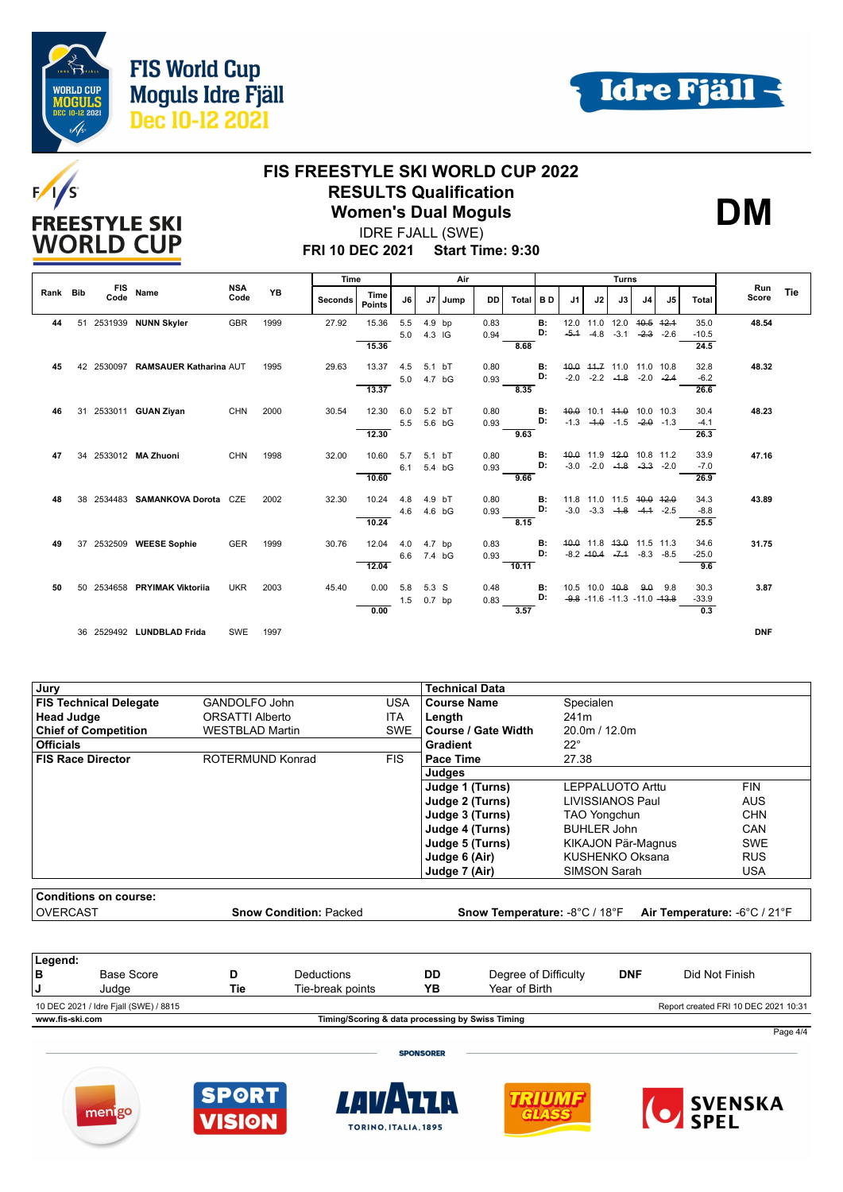# FIS FREESTYLE SKI WORLD CUP 2022

## RESULTS Qualification

## Women's Dual Moguls

IDRE FJALL (SWE)

**FRI 10 DEC 2021 Start Time: 9:30**

**DM**

| Rank | Bib | FIS Code | Name | NSA Code | YB | Time Seconds | Time Points | J6 | J7 | Jump | DD | Air Total | B D | J1 | J2 | J3 | J4 | J5 | Turns Total | Run Score | Tie |
|---|---|---|---|---|---|---|---|---|---|---|---|---|---|---|---|---|---|---|---|---|---|
| 44 | 51 | 2531939 | **NUNN Skyler** | GBR | 1999 | 27.92 | 15.36 | 5.5 | 4.9 | bp | 0.83 | | B: | 12.0 | 11.0 | 12.0 | ~~10.5~~ | ~~12.1~~ | 35.0 | **48.54** | |
| | | | | | | | | 5.0 | 4.3 | IG | 0.94 | | D: | ~~-5.1~~ | -4.8 | -3.1 | ~~-2.3~~ | -2.6 | -10.5 | | |
| | | | | | | | 15.36 | | | | | 8.68 | | | | | | | 24.5 | | |
| 45 | 42 | 2530097 | **RAMSAUER Katharina** | AUT | 1995 | 29.63 | 13.37 | 4.5 | 5.1 | bT | 0.80 | | B: | ~~10.0~~ | ~~11.7~~ | 11.0 | 11.0 | 10.8 | 32.8 | **48.32** | |
| | | | | | | | | 5.0 | 4.7 | bG | 0.93 | | D: | -2.0 | -2.2 | ~~-1.8~~ | -2.0 | ~~-2.4~~ | -6.2 | | |
| | | | | | | | 13.37 | | | | | 8.35 | | | | | | | 26.6 | | |
| 46 | 31 | 2533011 | **GUAN Ziyan** | CHN | 2000 | 30.54 | 12.30 | 6.0 | 5.2 | bT | 0.80 | | B: | ~~10.0~~ | 10.1 | ~~11.0~~ | 10.0 | 10.3 | 30.4 | **48.23** | |
| | | | | | | | | 5.5 | 5.6 | bG | 0.93 | | D: | -1.3 | ~~-1.0~~ | -1.5 | ~~-2.0~~ | -1.3 | -4.1 | | |
| | | | | | | | 12.30 | | | | | 9.63 | | | | | | | 26.3 | | |
| 47 | 34 | 2533012 | **MA Zhuoni** | CHN | 1998 | 32.00 | 10.60 | 5.7 | 5.1 | bT | 0.80 | | B: | ~~10.0~~ | 11.9 | ~~12.0~~ | 10.8 | 11.2 | 33.9 | **47.16** | |
| | | | | | | | | 6.1 | 5.4 | bG | 0.93 | | D: | -3.0 | -2.0 | ~~-1.8~~ | ~~-3.3~~ | -2.0 | -7.0 | | |
| | | | | | | | 10.60 | | | | | 9.66 | | | | | | | 26.9 | | |
| 48 | 38 | 2534483 | **SAMANKOVA Dorota** | CZE | 2002 | 32.30 | 10.24 | 4.8 | 4.9 | bT | 0.80 | | B: | 11.8 | 11.0 | 11.5 | ~~10.0~~ | ~~12.0~~ | 34.3 | **43.89** | |
| | | | | | | | | 4.6 | 4.6 | bG | 0.93 | | D: | -3.0 | -3.3 | ~~-1.8~~ | ~~-4.1~~ | -2.5 | -8.8 | | |
| | | | | | | | 10.24 | | | | | 8.15 | | | | | | | 25.5 | | |
| 49 | 37 | 2532509 | **WEESE Sophie** | GER | 1999 | 30.76 | 12.04 | 4.0 | 4.7 | bp | 0.83 | | B: | ~~10.0~~ | 11.8 | ~~13.0~~ | 11.5 | 11.3 | 34.6 | **31.75** | |
| | | | | | | | | 6.6 | 7.4 | bG | 0.93 | | D: | -8.2 | ~~-10.4~~ | ~~-7.1~~ | -8.3 | -8.5 | -25.0 | | |
| | | | | | | | 12.04 | | | | | 10.11 | | | | | | | 9.6 | | |
| 50 | 50 | 2534658 | **PRYIMAK Viktoriia** | UKR | 2003 | 45.40 | 0.00 | 5.8 | 5.3 | S | 0.48 | | B: | 10.5 | 10.0 | ~~10.8~~ | ~~9.0~~ | 9.8 | 30.3 | **3.87** | |
| | | | | | | | | 1.5 | 0.7 | bp | 0.83 | | D: | ~~-9.8~~ | -11.6 | -11.3 | -11.0 | ~~-13.8~~ | -33.9 | | |
| | | | | | | | 0.00 | | | | | 3.57 | | | | | | | 0.3 | | |
| | 36 | 2529492 | **LUNDBLAD Frida** | SWE | 1997 | | | | | | | | | | | | | | | **DNF** | |

| Jury | | |
|---|---|---|
| **FIS Technical Delegate** | GANDOLFO John | USA |
| **Head Judge** | ORSATTI Alberto | ITA |
| **Chief of Competition** | WESTBLAD Martin | SWE |
| **Officials** | | |
| **FIS Race Director** | ROTERMUND Konrad | FIS |

| Technical Data | | |
|---|---|---|
| **Course Name** | Specialen | |
| **Length** | 241m | |
| **Course / Gate Width** | 20.0m / 12.0m | |
| **Gradient** | 22° | |
| **Pace Time** | 27.38 | |
| **Judges** | | |
| **Judge 1 (Turns)** | LEPPALUOTO Arttu | FIN |
| **Judge 2 (Turns)** | LIVISSIANOS Paul | AUS |
| **Judge 3 (Turns)** | TAO Yongchun | CHN |
| **Judge 4 (Turns)** | BUHLER John | CAN |
| **Judge 5 (Turns)** | KIKAJON Pär-Magnus | SWE |
| **Judge 6 (Air)** | KUSHENKO Oksana | RUS |
| **Judge 7 (Air)** | SIMSON Sarah | USA |

**Conditions on course:**
OVERCAST **Snow Condition:** Packed **Snow Temperature:** -8°C / 18°F **Air Temperature:** -6°C / 21°F

| Legend: | | | | | | | |
|---|---|---|---|---|---|---|---|
| **B** | Base Score | **D** | Deductions | **DD** | Degree of Difficulty | **DNF** | Did Not Finish |
| **J** | Judge | **Tie** | Tie-break points | **YB** | Year of Birth | | |

10 DEC 2021 / Idre Fjall (SWE) / 8815 — Report created FRI 10 DEC 2021 10:31

www.fis-ski.com — Timing/Scoring & data processing by Swiss Timing